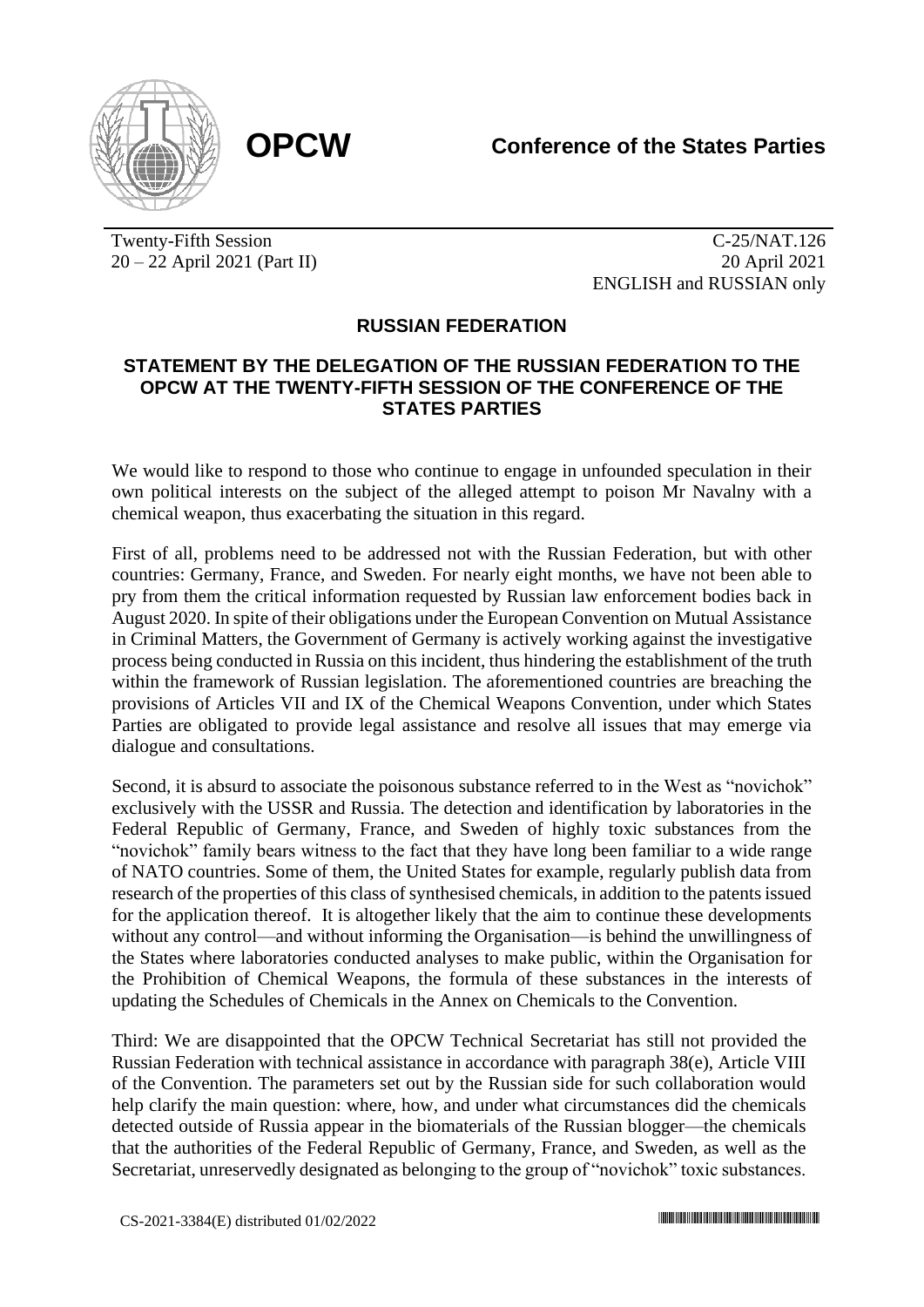**OPCW**

**Conference of the States Parties**

Twenty-Fifth Session
20 – 22 April 2021 (Part II)

C-25/NAT.126
20 April 2021
ENGLISH and RUSSIAN only

## RUSSIAN FEDERATION

## STATEMENT BY THE DELEGATION OF THE RUSSIAN FEDERATION TO THE OPCW AT THE TWENTY-FIFTH SESSION OF THE CONFERENCE OF THE STATES PARTIES

We would like to respond to those who continue to engage in unfounded speculation in their own political interests on the subject of the alleged attempt to poison Mr Navalny with a chemical weapon, thus exacerbating the situation in this regard.

First of all, problems need to be addressed not with the Russian Federation, but with other countries: Germany, France, and Sweden. For nearly eight months, we have not been able to pry from them the critical information requested by Russian law enforcement bodies back in August 2020. In spite of their obligations under the European Convention on Mutual Assistance in Criminal Matters, the Government of Germany is actively working against the investigative process being conducted in Russia on this incident, thus hindering the establishment of the truth within the framework of Russian legislation. The aforementioned countries are breaching the provisions of Articles VII and IX of the Chemical Weapons Convention, under which States Parties are obligated to provide legal assistance and resolve all issues that may emerge via dialogue and consultations.

Second, it is absurd to associate the poisonous substance referred to in the West as "novichok" exclusively with the USSR and Russia. The detection and identification by laboratories in the Federal Republic of Germany, France, and Sweden of highly toxic substances from the "novichok" family bears witness to the fact that they have long been familiar to a wide range of NATO countries. Some of them, the United States for example, regularly publish data from research of the properties of this class of synthesised chemicals, in addition to the patents issued for the application thereof. It is altogether likely that the aim to continue these developments without any control—and without informing the Organisation—is behind the unwillingness of the States where laboratories conducted analyses to make public, within the Organisation for the Prohibition of Chemical Weapons, the formula of these substances in the interests of updating the Schedules of Chemicals in the Annex on Chemicals to the Convention.

Third: We are disappointed that the OPCW Technical Secretariat has still not provided the Russian Federation with technical assistance in accordance with paragraph 38(e), Article VIII of the Convention. The parameters set out by the Russian side for such collaboration would help clarify the main question: where, how, and under what circumstances did the chemicals detected outside of Russia appear in the biomaterials of the Russian blogger—the chemicals that the authorities of the Federal Republic of Germany, France, and Sweden, as well as the Secretariat, unreservedly designated as belonging to the group of "novichok" toxic substances.

CS-2021-3384(E) distributed 01/02/2022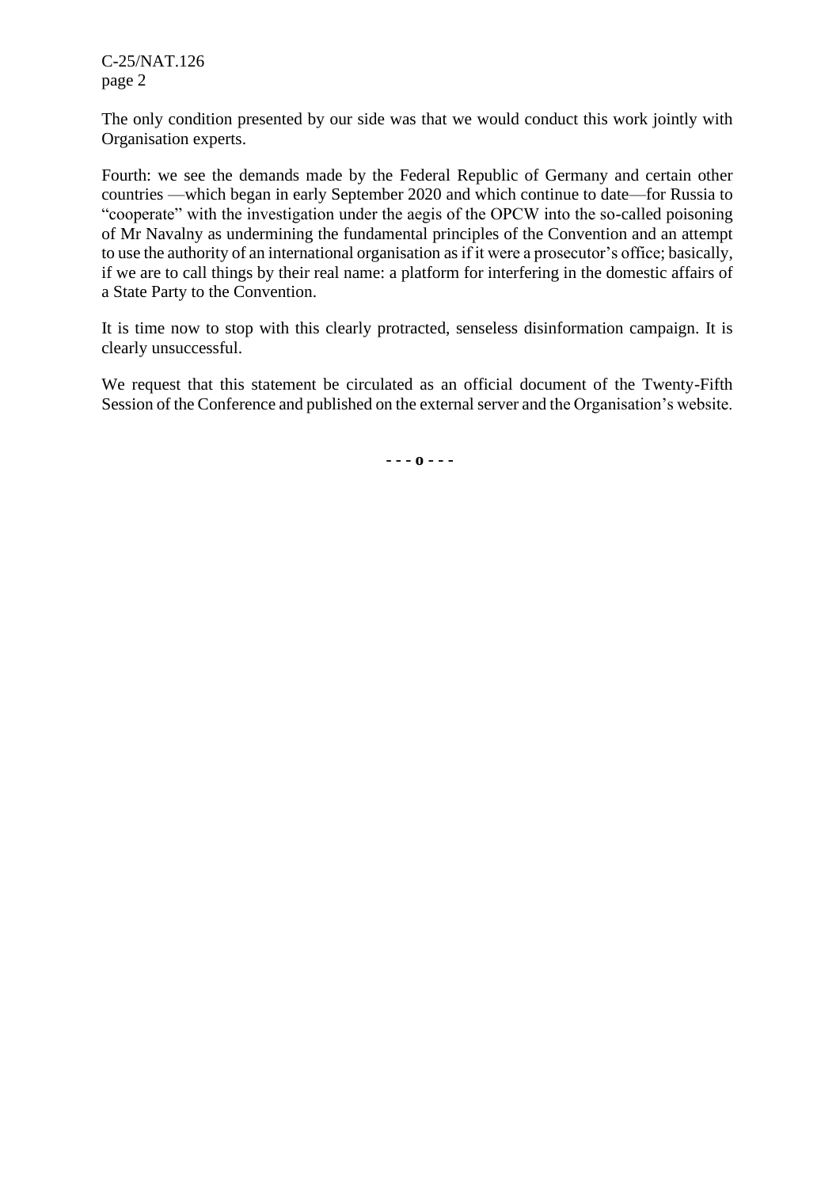The only condition presented by our side was that we would conduct this work jointly with Organisation experts.

Fourth: we see the demands made by the Federal Republic of Germany and certain other countries —which began in early September 2020 and which continue to date—for Russia to "cooperate" with the investigation under the aegis of the OPCW into the so-called poisoning of Mr Navalny as undermining the fundamental principles of the Convention and an attempt to use the authority of an international organisation as if it were a prosecutor's office; basically, if we are to call things by their real name: a platform for interfering in the domestic affairs of a State Party to the Convention.

It is time now to stop with this clearly protracted, senseless disinformation campaign. It is clearly unsuccessful.

We request that this statement be circulated as an official document of the Twenty-Fifth Session of the Conference and published on the external server and the Organisation's website.

**- - - o - - -**